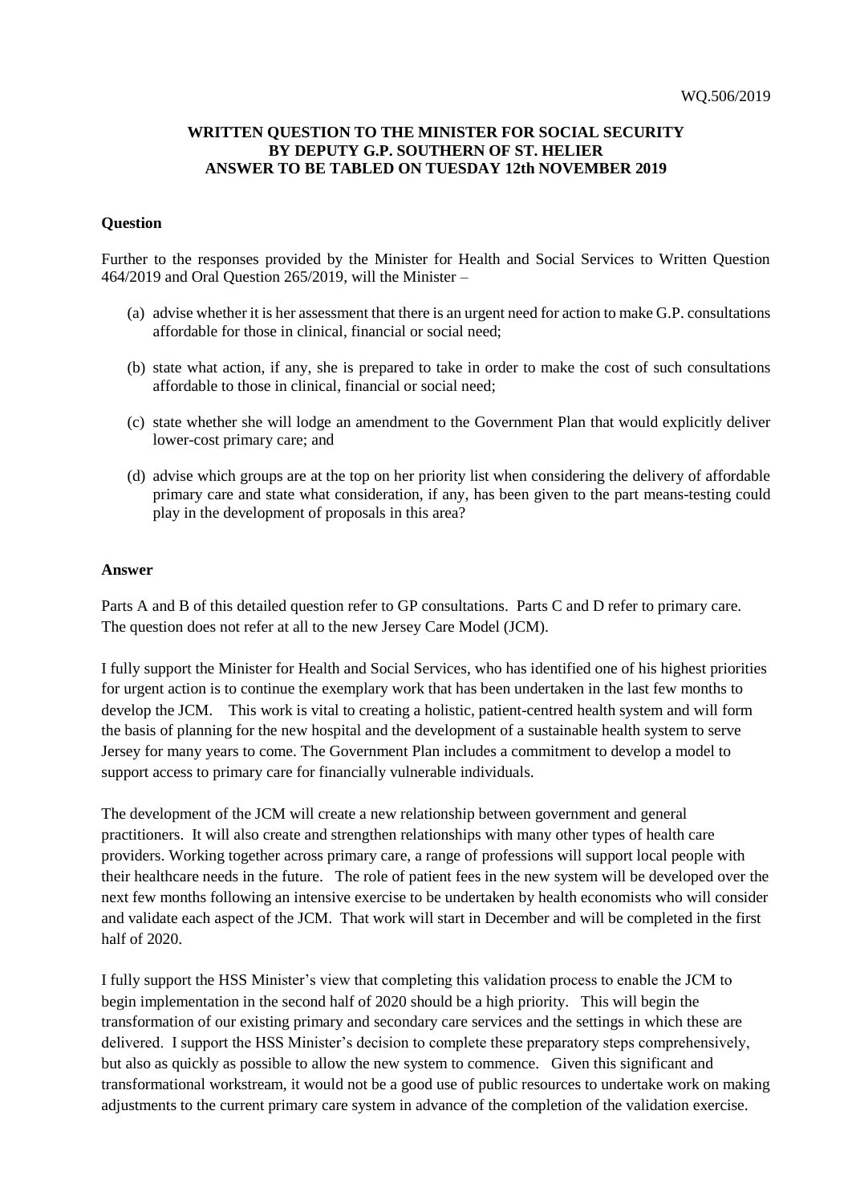WQ.506/2019

**WRITTEN QUESTION TO THE MINISTER FOR SOCIAL SECURITY BY DEPUTY G.P. SOUTHERN OF ST. HELIER ANSWER TO BE TABLED ON TUESDAY 12th NOVEMBER 2019**

**Question**

Further to the responses provided by the Minister for Health and Social Services to Written Question 464/2019 and Oral Question 265/2019, will the Minister –

(a) advise whether it is her assessment that there is an urgent need for action to make G.P. consultations affordable for those in clinical, financial or social need;

(b) state what action, if any, she is prepared to take in order to make the cost of such consultations affordable to those in clinical, financial or social need;

(c) state whether she will lodge an amendment to the Government Plan that would explicitly deliver lower-cost primary care; and

(d) advise which groups are at the top on her priority list when considering the delivery of affordable primary care and state what consideration, if any, has been given to the part means-testing could play in the development of proposals in this area?

**Answer**

Parts A and B of this detailed question refer to GP consultations. Parts C and D refer to primary care. The question does not refer at all to the new Jersey Care Model (JCM).

I fully support the Minister for Health and Social Services, who has identified one of his highest priorities for urgent action is to continue the exemplary work that has been undertaken in the last few months to develop the JCM. This work is vital to creating a holistic, patient-centred health system and will form the basis of planning for the new hospital and the development of a sustainable health system to serve Jersey for many years to come. The Government Plan includes a commitment to develop a model to support access to primary care for financially vulnerable individuals.

The development of the JCM will create a new relationship between government and general practitioners. It will also create and strengthen relationships with many other types of health care providers. Working together across primary care, a range of professions will support local people with their healthcare needs in the future. The role of patient fees in the new system will be developed over the next few months following an intensive exercise to be undertaken by health economists who will consider and validate each aspect of the JCM. That work will start in December and will be completed in the first half of 2020.

I fully support the HSS Minister's view that completing this validation process to enable the JCM to begin implementation in the second half of 2020 should be a high priority. This will begin the transformation of our existing primary and secondary care services and the settings in which these are delivered. I support the HSS Minister's decision to complete these preparatory steps comprehensively, but also as quickly as possible to allow the new system to commence. Given this significant and transformational workstream, it would not be a good use of public resources to undertake work on making adjustments to the current primary care system in advance of the completion of the validation exercise.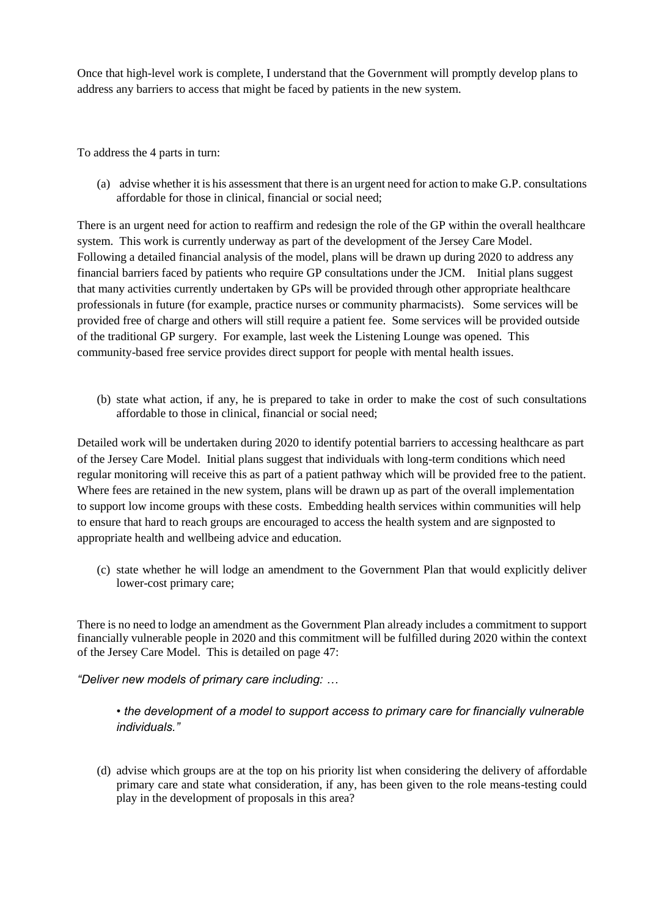Once that high-level work is complete, I understand that the Government will promptly develop plans to address any barriers to access that might be faced by patients in the new system.

To address the 4 parts in turn:

(a) advise whether it is his assessment that there is an urgent need for action to make G.P. consultations affordable for those in clinical, financial or social need;

There is an urgent need for action to reaffirm and redesign the role of the GP within the overall healthcare system. This work is currently underway as part of the development of the Jersey Care Model. Following a detailed financial analysis of the model, plans will be drawn up during 2020 to address any financial barriers faced by patients who require GP consultations under the JCM. Initial plans suggest that many activities currently undertaken by GPs will be provided through other appropriate healthcare professionals in future (for example, practice nurses or community pharmacists). Some services will be provided free of charge and others will still require a patient fee. Some services will be provided outside of the traditional GP surgery. For example, last week the Listening Lounge was opened. This community-based free service provides direct support for people with mental health issues.

(b) state what action, if any, he is prepared to take in order to make the cost of such consultations affordable to those in clinical, financial or social need;

Detailed work will be undertaken during 2020 to identify potential barriers to accessing healthcare as part of the Jersey Care Model. Initial plans suggest that individuals with long-term conditions which need regular monitoring will receive this as part of a patient pathway which will be provided free to the patient. Where fees are retained in the new system, plans will be drawn up as part of the overall implementation to support low income groups with these costs. Embedding health services within communities will help to ensure that hard to reach groups are encouraged to access the health system and are signposted to appropriate health and wellbeing advice and education.

(c) state whether he will lodge an amendment to the Government Plan that would explicitly deliver lower-cost primary care;

There is no need to lodge an amendment as the Government Plan already includes a commitment to support financially vulnerable people in 2020 and this commitment will be fulfilled during 2020 within the context of the Jersey Care Model. This is detailed on page 47:

*"Deliver new models of primary care including: …*

> *• the development of a model to support access to primary care for financially vulnerable individuals."*

(d) advise which groups are at the top on his priority list when considering the delivery of affordable primary care and state what consideration, if any, has been given to the role means-testing could play in the development of proposals in this area?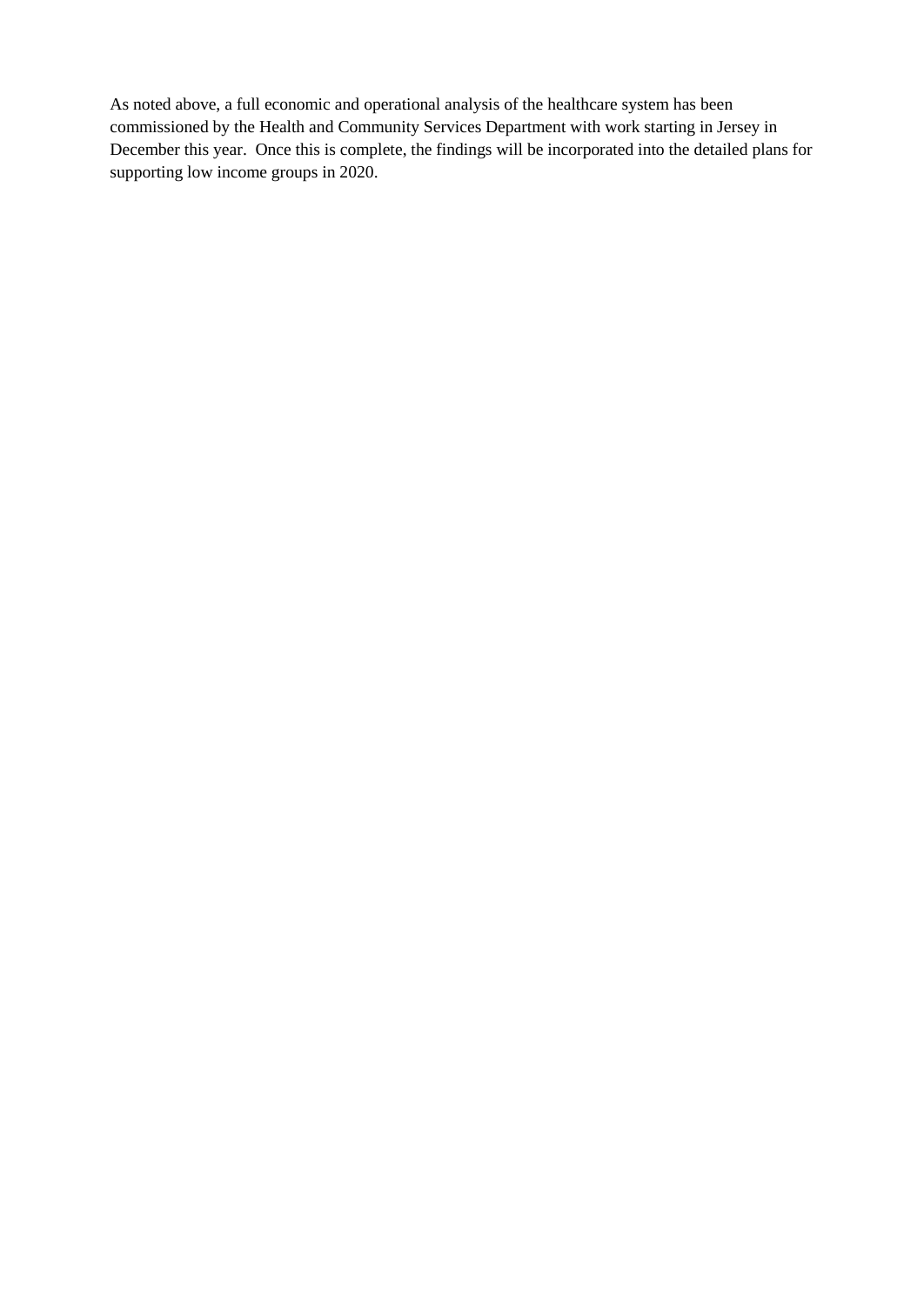As noted above, a full economic and operational analysis of the healthcare system has been commissioned by the Health and Community Services Department with work starting in Jersey in December this year. Once this is complete, the findings will be incorporated into the detailed plans for supporting low income groups in 2020.